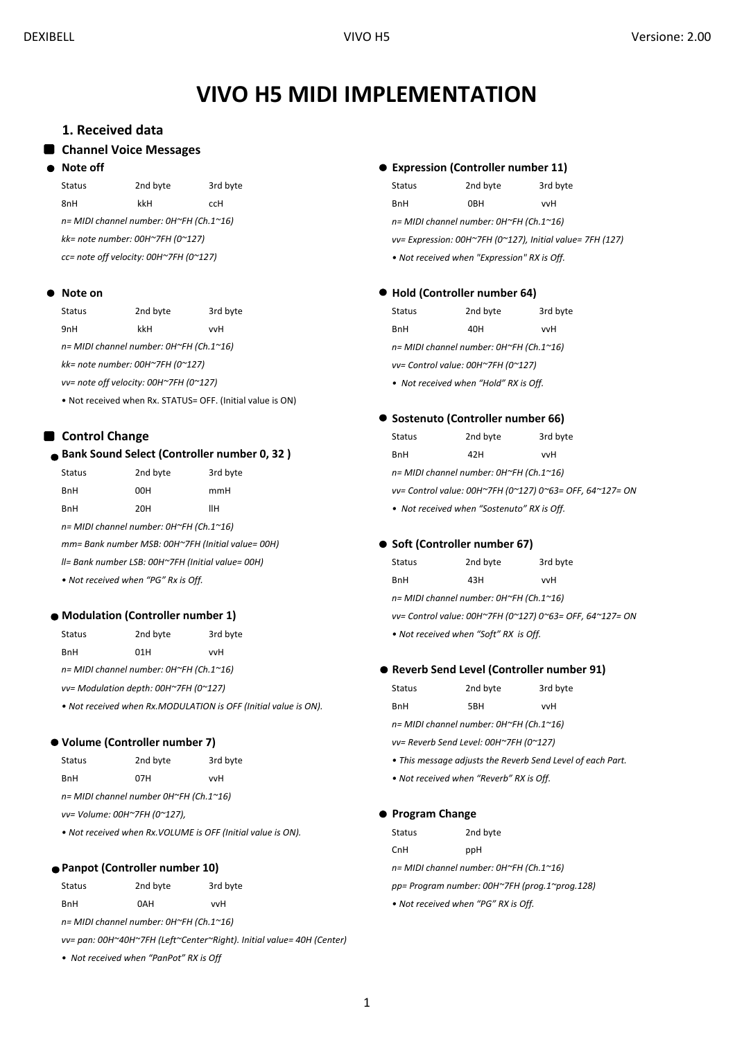# VIVO H5 MIDI IMPLEMENTATION

## 1. Received data

### Channel Voice Messages

#### Note off

| Status | 2nd byte | 3rd byte |
|---|---|---|
| 8nH | kkH | ccH |

*n= MIDI channel number: 0H~FH (Ch.1~16)*

*kk= note number: 00H~7FH (0~127)*

*cc= note off velocity: 00H~7FH (0~127)*

#### Note on

| Status | 2nd byte | 3rd byte |
|---|---|---|
| 9nH | kkH | vvH |

*n= MIDI channel number: 0H~FH (Ch.1~16)*

*kk= note number: 00H~7FH (0~127)*

*vv= note off velocity: 00H~7FH (0~127)*

• Not received when Rx. STATUS= OFF. (Initial value is ON)

### Control Change

#### Bank Sound Select (Controller number 0, 32 )

| Status | 2nd byte | 3rd byte |
|---|---|---|
| BnH | 00H | mmH |
| BnH | 20H | llH |

*n= MIDI channel number: 0H~FH (Ch.1~16)*

*mm= Bank number MSB: 00H~7FH (Initial value= 00H)*

*ll= Bank number LSB: 00H~7FH (Initial value= 00H)*

*• Not received when "PG" Rx is Off.*

#### Modulation (Controller number 1)

| Status | 2nd byte | 3rd byte |
|---|---|---|
| BnH | 01H | vvH |

*n= MIDI channel number: 0H~FH (Ch.1~16)*

*vv= Modulation depth: 00H~7FH (0~127)*

*• Not received when Rx.MODULATION is OFF (Initial value is ON).*

#### Volume (Controller number 7)

| Status | 2nd byte | 3rd byte |
|---|---|---|
| BnH | 07H | vvH |

*n= MIDI channel number 0H~FH (Ch.1~16)*

*vv= Volume: 00H~7FH (0~127),*

*• Not received when Rx.VOLUME is OFF (Initial value is ON).*

#### Panpot (Controller number 10)

| Status | 2nd byte | 3rd byte |
|---|---|---|
| BnH | 0AH | vvH |

*n= MIDI channel number: 0H~FH (Ch.1~16)*

*vv= pan: 00H~40H~7FH (Left~Center~Right). Initial value= 40H (Center)*

*• Not received when "PanPot" RX is Off*

#### Expression (Controller number 11)

| Status | 2nd byte | 3rd byte |
|---|---|---|
| BnH | 0BH | vvH |

*n= MIDI channel number: 0H~FH (Ch.1~16)*

*vv= Expression: 00H~7FH (0~127), Initial value= 7FH (127)*

*• Not received when "Expression" RX is Off.*

#### Hold (Controller number 64)

| Status | 2nd byte | 3rd byte |
|---|---|---|
| BnH | 40H | vvH |

*n= MIDI channel number: 0H~FH (Ch.1~16)*

*vv= Control value: 00H~7FH (0~127)*

*• Not received when "Hold" RX is Off.*

#### Sostenuto (Controller number 66)

| Status | 2nd byte | 3rd byte |
|---|---|---|
| BnH | 42H | vvH |

*n= MIDI channel number: 0H~FH (Ch.1~16)*

*vv= Control value: 00H~7FH (0~127) 0~63= OFF, 64~127= ON*

*• Not received when "Sostenuto" RX is Off.*

#### Soft (Controller number 67)

| Status | 2nd byte | 3rd byte |
|---|---|---|
| BnH | 43H | vvH |

*n= MIDI channel number: 0H~FH (Ch.1~16)*

*vv= Control value: 00H~7FH (0~127) 0~63= OFF, 64~127= ON*

*• Not received when "Soft" RX is Off.*

#### Reverb Send Level (Controller number 91)

| Status | 2nd byte | 3rd byte |
|---|---|---|
| BnH | 5BH | vvH |

*n= MIDI channel number: 0H~FH (Ch.1~16)*

*vv= Reverb Send Level: 00H~7FH (0~127)*

*• This message adjusts the Reverb Send Level of each Part.*

*• Not received when "Reverb" RX is Off.*

#### Program Change

| Status | 2nd byte |
|---|---|
| CnH | ppH |

*n= MIDI channel number: 0H~FH (Ch.1~16)*

*pp= Program number: 00H~7FH (prog.1~prog.128)*

*• Not received when "PG" RX is Off.*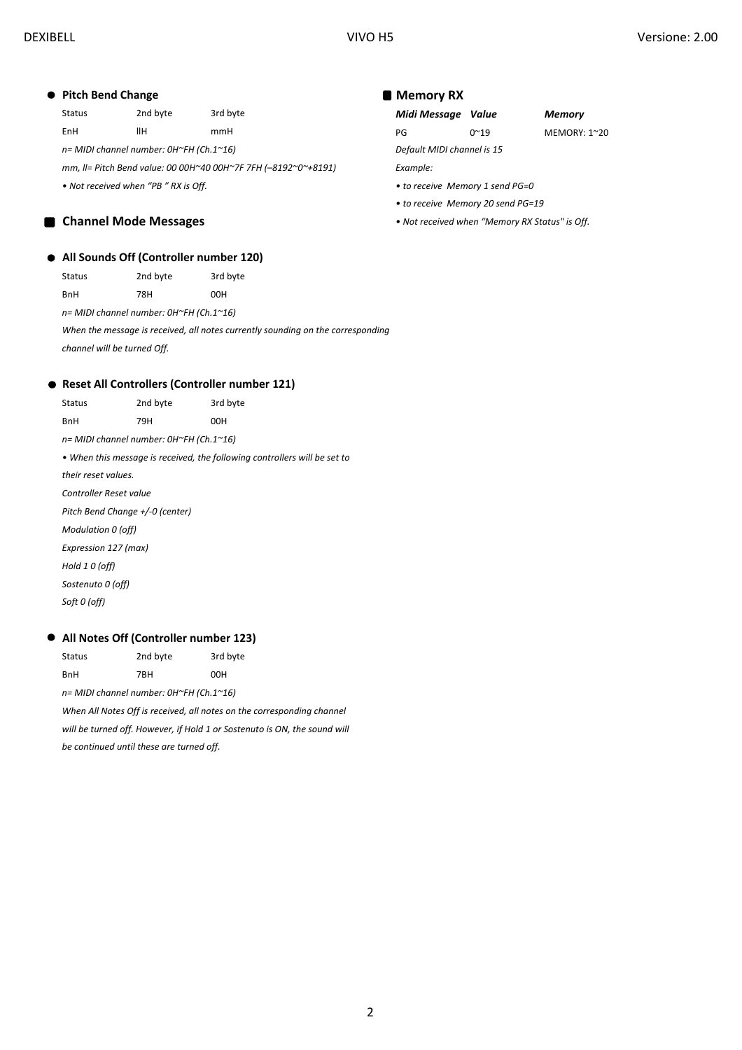## Pitch Bend Change

| Status | 2nd byte | 3rd byte |
|---|---|---|
| EnH | llH | mmH |

*n= MIDI channel number: 0H~FH (Ch.1~16)*

*mm, ll= Pitch Bend value: 00 00H~40 00H~7F 7FH (–8192~0~+8191)*

*• Not received when "PB " RX is Off.*

## Channel Mode Messages

### All Sounds Off (Controller number 120)

| Status | 2nd byte | 3rd byte |
|---|---|---|
| BnH | 78H | 00H |

*n= MIDI channel number: 0H~FH (Ch.1~16)*

*When the message is received, all notes currently sounding on the corresponding channel will be turned Off.*

### Reset All Controllers (Controller number 121)

| Status | 2nd byte | 3rd byte |
|---|---|---|
| BnH | 79H | 00H |

*n= MIDI channel number: 0H~FH (Ch.1~16)*

*• When this message is received, the following controllers will be set to their reset values.*

*Controller Reset value*

*Pitch Bend Change +/-0 (center)*

*Modulation 0 (off)*

*Expression 127 (max)*

*Hold 1 0 (off)*

*Sostenuto 0 (off)*

*Soft 0 (off)*

### All Notes Off (Controller number 123)

| Status | 2nd byte | 3rd byte |
|---|---|---|
| BnH | 7BH | 00H |

*n= MIDI channel number: 0H~FH (Ch.1~16)*

*When All Notes Off is received, all notes on the corresponding channel will be turned off. However, if Hold 1 or Sostenuto is ON, the sound will be continued until these are turned off.*

## Memory RX

| *Midi Message* | *Value* | *Memory* |
|---|---|---|
| PG | 0~19 | MEMORY: 1~20 |

*Default MIDI channel is 15*

*Example:*

*• to receive Memory 1 send PG=0*

*• to receive Memory 20 send PG=19*

*• Not received when "Memory RX Status" is Off.*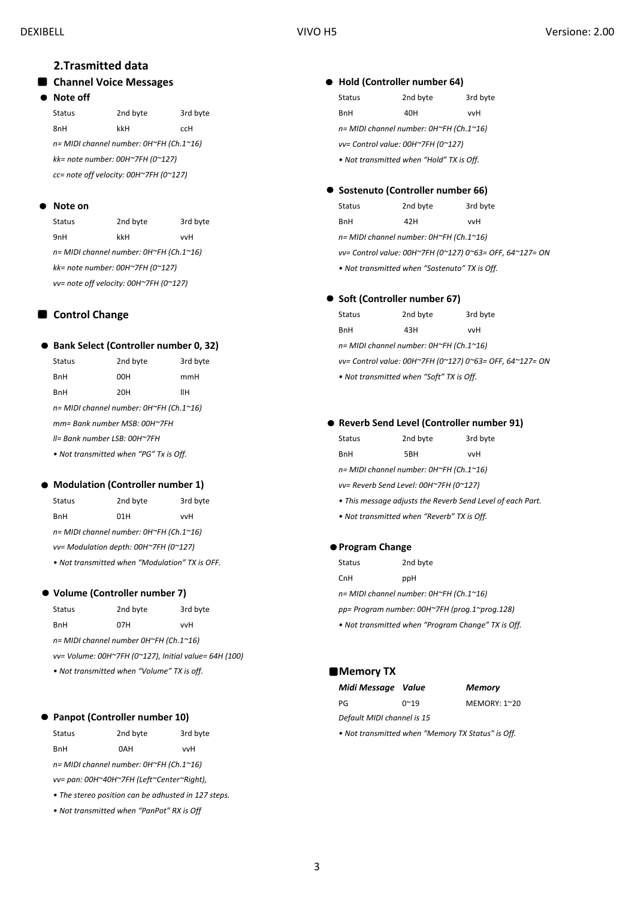## 2.Trasmitted data

### Channel Voice Messages

**Note off**

| Status | 2nd byte | 3rd byte |
|---|---|---|
| 8nH | kkH | ccH |

*n= MIDI channel number: 0H~FH (Ch.1~16)*

*kk= note number: 00H~7FH (0~127)*

*cc= note off velocity: 00H~7FH (0~127)*

**Note on**

| Status | 2nd byte | 3rd byte |
|---|---|---|
| 9nH | kkH | vvH |

*n= MIDI channel number: 0H~FH (Ch.1~16)*

*kk= note number: 00H~7FH (0~127)*

*vv= note off velocity: 00H~7FH (0~127)*

### Control Change

**Bank Select (Controller number 0, 32)**

| Status | 2nd byte | 3rd byte |
|---|---|---|
| BnH | 00H | mmH |
| BnH | 20H | llH |

*n= MIDI channel number: 0H~FH (Ch.1~16)*

*mm= Bank number MSB: 00H~7FH*

*ll= Bank number LSB: 00H~7FH*

*• Not transmitted when "PG" Tx is Off.*

**Modulation (Controller number 1)**

| Status | 2nd byte | 3rd byte |
|---|---|---|
| BnH | 01H | vvH |

*n= MIDI channel number: 0H~FH (Ch.1~16)*

*vv= Modulation depth: 00H~7FH (0~127)*

*• Not transmitted when "Modulation" TX is OFF.*

**Volume (Controller number 7)**

| Status | 2nd byte | 3rd byte |
|---|---|---|
| BnH | 07H | vvH |

*n= MIDI channel number 0H~FH (Ch.1~16)*

*vv= Volume: 00H~7FH (0~127), Initial value= 64H (100)*

*• Not transmitted when "Volume" TX is off.*

**Panpot (Controller number 10)**

| Status | 2nd byte | 3rd byte |
|---|---|---|
| BnH | 0AH | vvH |

*n= MIDI channel number: 0H~FH (Ch.1~16)*

*vv= pan: 00H~40H~7FH (Left~Center~Right),*

*• The stereo position can be adhusted in 127 steps.*

*• Not transmitted when "PanPot" RX is Off*

**Hold (Controller number 64)**

| Status | 2nd byte | 3rd byte |
|---|---|---|
| BnH | 40H | vvH |

*n= MIDI channel number: 0H~FH (Ch.1~16)*

*vv= Control value: 00H~7FH (0~127)*

*• Not transmitted when "Hold" TX is Off.*

**Sostenuto (Controller number 66)**

| Status | 2nd byte | 3rd byte |
|---|---|---|
| BnH | 42H | vvH |

*n= MIDI channel number: 0H~FH (Ch.1~16)*

*vv= Control value: 00H~7FH (0~127) 0~63= OFF, 64~127= ON*

*• Not transmitted when "Sostenuto" TX is Off.*

**Soft (Controller number 67)**

| Status | 2nd byte | 3rd byte |
|---|---|---|
| BnH | 43H | vvH |

*n= MIDI channel number: 0H~FH (Ch.1~16)*

*vv= Control value: 00H~7FH (0~127) 0~63= OFF, 64~127= ON*

*• Not transmitted when "Soft" TX is Off.*

**Reverb Send Level (Controller number 91)**

| Status | 2nd byte | 3rd byte |
|---|---|---|
| BnH | 5BH | vvH |

*n= MIDI channel number: 0H~FH (Ch.1~16)*

*vv= Reverb Send Level: 00H~7FH (0~127)*

*• This message adjusts the Reverb Send Level of each Part.*

*• Not transmitted when "Reverb" TX is Off.*

**Program Change**

| Status | 2nd byte |
|---|---|
| CnH | ppH |

*n= MIDI channel number: 0H~FH (Ch.1~16)*

*pp= Program number: 00H~7FH (prog.1~prog.128)*

*• Not transmitted when "Program Change" TX is Off.*

### Memory TX

| *Midi Message* | *Value* | *Memory* |
|---|---|---|
| PG | 0~19 | MEMORY: 1~20 |

*Default MIDI channel is 15*

*• Not transmitted when "Memory TX Status" is Off.*